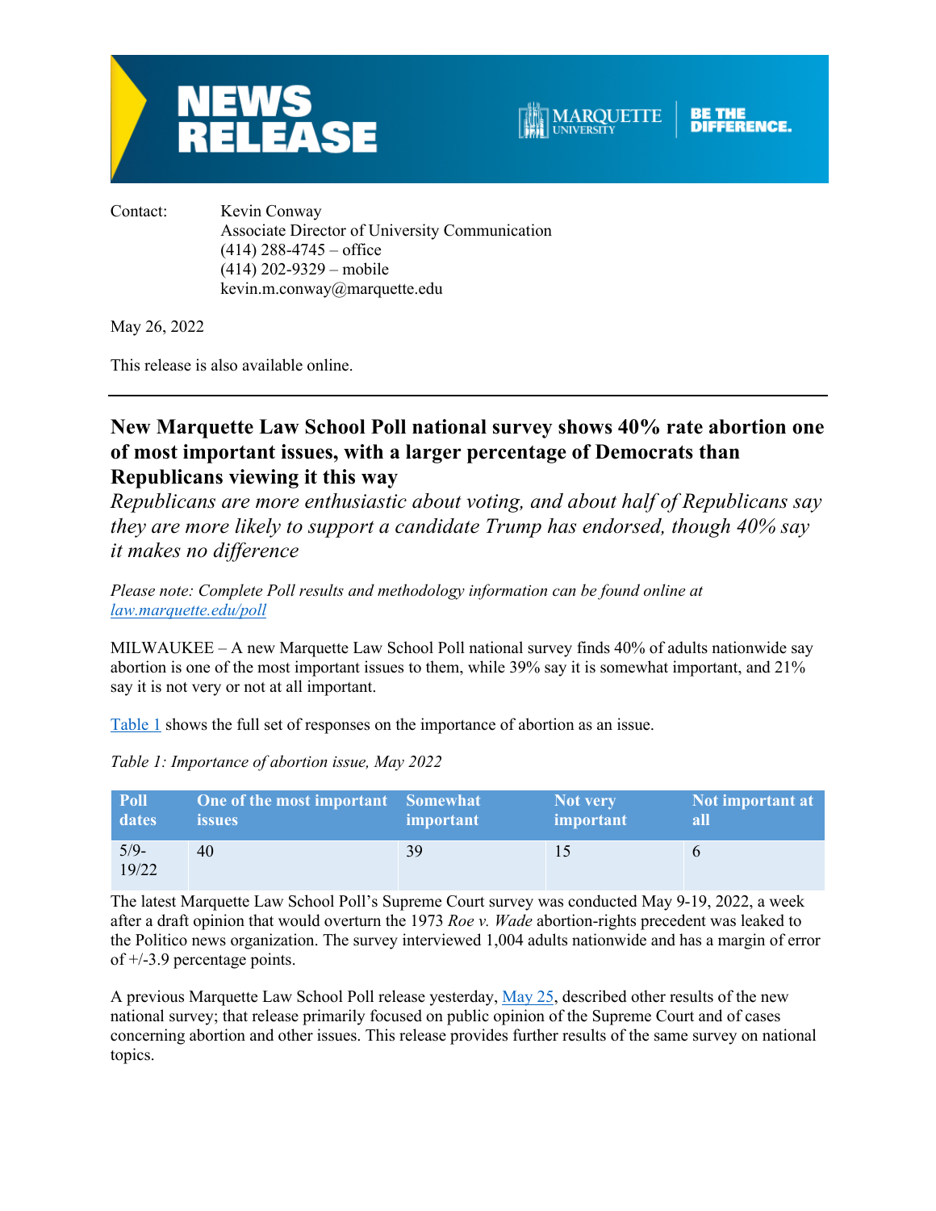# NEWS RELEASE

Contact: Kevin Conway
Associate Director of University Communication
(414) 288-4745 – office
(414) 202-9329 – mobile
kevin.m.conway@marquette.edu

May 26, 2022

This release is also available online.

---

## New Marquette Law School Poll national survey shows 40% rate abortion one of most important issues, with a larger percentage of Democrats than Republicans viewing it this way

*Republicans are more enthusiastic about voting, and about half of Republicans say they are more likely to support a candidate Trump has endorsed, though 40% say it makes no difference*

*Please note: Complete Poll results and methodology information can be found online at law.marquette.edu/poll*

MILWAUKEE – A new Marquette Law School Poll national survey finds 40% of adults nationwide say abortion is one of the most important issues to them, while 39% say it is somewhat important, and 21% say it is not very or not at all important.

Table 1 shows the full set of responses on the importance of abortion as an issue.

*Table 1: Importance of abortion issue, May 2022*

| Poll dates | One of the most important issues | Somewhat important | Not very important | Not important at all |
|---|---|---|---|---|
| 5/9-19/22 | 40 | 39 | 15 | 6 |

The latest Marquette Law School Poll's Supreme Court survey was conducted May 9-19, 2022, a week after a draft opinion that would overturn the 1973 *Roe v. Wade* abortion-rights precedent was leaked to the Politico news organization. The survey interviewed 1,004 adults nationwide and has a margin of error of +/-3.9 percentage points.

A previous Marquette Law School Poll release yesterday, May 25, described other results of the new national survey; that release primarily focused on public opinion of the Supreme Court and of cases concerning abortion and other issues. This release provides further results of the same survey on national topics.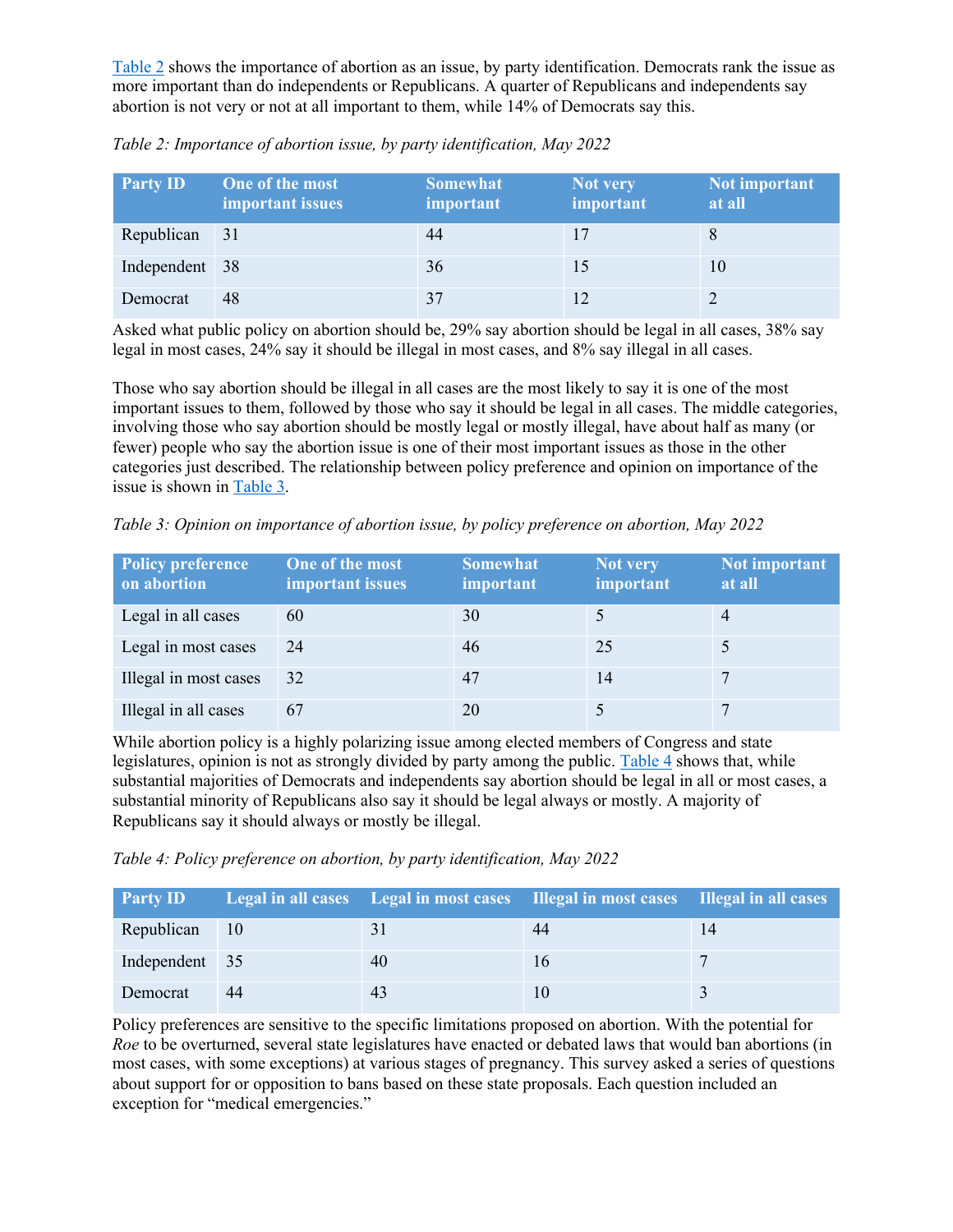Table 2 shows the importance of abortion as an issue, by party identification. Democrats rank the issue as more important than do independents or Republicans. A quarter of Republicans and independents say abortion is not very or not at all important to them, while 14% of Democrats say this.

*Table 2: Importance of abortion issue, by party identification, May 2022*

| Party ID | One of the most important issues | Somewhat important | Not very important | Not important at all |
|---|---|---|---|---|
| Republican | 31 | 44 | 17 | 8 |
| Independent | 38 | 36 | 15 | 10 |
| Democrat | 48 | 37 | 12 | 2 |

Asked what public policy on abortion should be, 29% say abortion should be legal in all cases, 38% say legal in most cases, 24% say it should be illegal in most cases, and 8% say illegal in all cases.

Those who say abortion should be illegal in all cases are the most likely to say it is one of the most important issues to them, followed by those who say it should be legal in all cases. The middle categories, involving those who say abortion should be mostly legal or mostly illegal, have about half as many (or fewer) people who say the abortion issue is one of their most important issues as those in the other categories just described. The relationship between policy preference and opinion on importance of the issue is shown in Table 3.

*Table 3: Opinion on importance of abortion issue, by policy preference on abortion, May 2022*

| Policy preference on abortion | One of the most important issues | Somewhat important | Not very important | Not important at all |
|---|---|---|---|---|
| Legal in all cases | 60 | 30 | 5 | 4 |
| Legal in most cases | 24 | 46 | 25 | 5 |
| Illegal in most cases | 32 | 47 | 14 | 7 |
| Illegal in all cases | 67 | 20 | 5 | 7 |

While abortion policy is a highly polarizing issue among elected members of Congress and state legislatures, opinion is not as strongly divided by party among the public. Table 4 shows that, while substantial majorities of Democrats and independents say abortion should be legal in all or most cases, a substantial minority of Republicans also say it should be legal always or mostly. A majority of Republicans say it should always or mostly be illegal.

*Table 4: Policy preference on abortion, by party identification, May 2022*

| Party ID | Legal in all cases | Legal in most cases | Illegal in most cases | Illegal in all cases |
|---|---|---|---|---|
| Republican | 10 | 31 | 44 | 14 |
| Independent | 35 | 40 | 16 | 7 |
| Democrat | 44 | 43 | 10 | 3 |

Policy preferences are sensitive to the specific limitations proposed on abortion. With the potential for *Roe* to be overturned, several state legislatures have enacted or debated laws that would ban abortions (in most cases, with some exceptions) at various stages of pregnancy. This survey asked a series of questions about support for or opposition to bans based on these state proposals. Each question included an exception for "medical emergencies."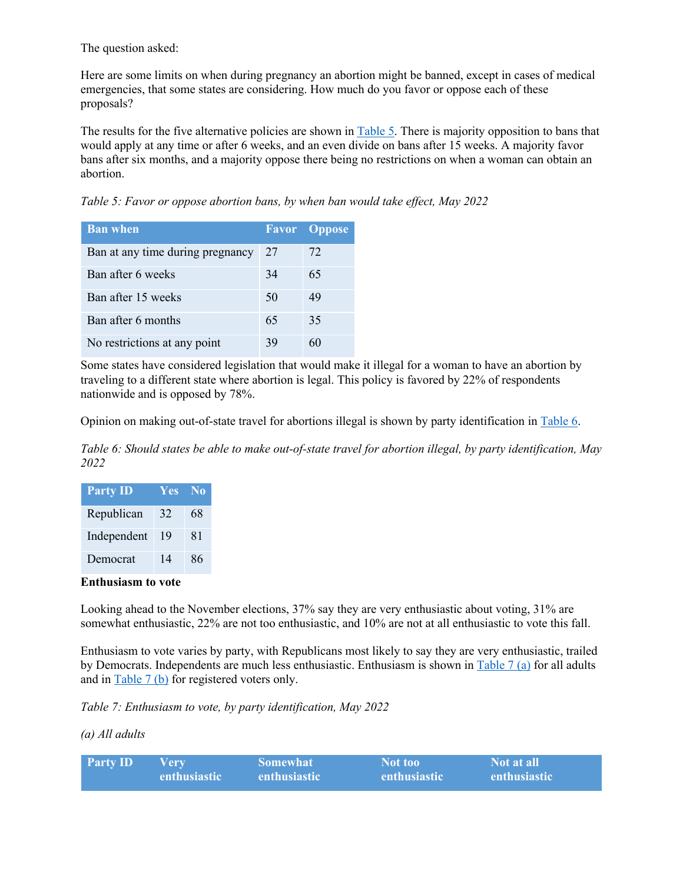The question asked:

Here are some limits on when during pregnancy an abortion might be banned, except in cases of medical emergencies, that some states are considering. How much do you favor or oppose each of these proposals?

The results for the five alternative policies are shown in Table 5. There is majority opposition to bans that would apply at any time or after 6 weeks, and an even divide on bans after 15 weeks. A majority favor bans after six months, and a majority oppose there being no restrictions on when a woman can obtain an abortion.

*Table 5: Favor or oppose abortion bans, by when ban would take effect, May 2022*

| Ban when | Favor | Oppose |
|---|---|---|
| Ban at any time during pregnancy | 27 | 72 |
| Ban after 6 weeks | 34 | 65 |
| Ban after 15 weeks | 50 | 49 |
| Ban after 6 months | 65 | 35 |
| No restrictions at any point | 39 | 60 |

Some states have considered legislation that would make it illegal for a woman to have an abortion by traveling to a different state where abortion is legal. This policy is favored by 22% of respondents nationwide and is opposed by 78%.

Opinion on making out-of-state travel for abortions illegal is shown by party identification in Table 6.

*Table 6: Should states be able to make out-of-state travel for abortion illegal, by party identification, May 2022*

| Party ID | Yes | No |
|---|---|---|
| Republican | 32 | 68 |
| Independent | 19 | 81 |
| Democrat | 14 | 86 |

**Enthusiasm to vote**

Looking ahead to the November elections, 37% say they are very enthusiastic about voting, 31% are somewhat enthusiastic, 22% are not too enthusiastic, and 10% are not at all enthusiastic to vote this fall.

Enthusiasm to vote varies by party, with Republicans most likely to say they are very enthusiastic, trailed by Democrats. Independents are much less enthusiastic. Enthusiasm is shown in Table 7 (a) for all adults and in Table 7 (b) for registered voters only.

*Table 7: Enthusiasm to vote, by party identification, May 2022*

*(a) All adults*

| Party ID | Very enthusiastic | Somewhat enthusiastic | Not too enthusiastic | Not at all enthusiastic |
|---|---|---|---|---|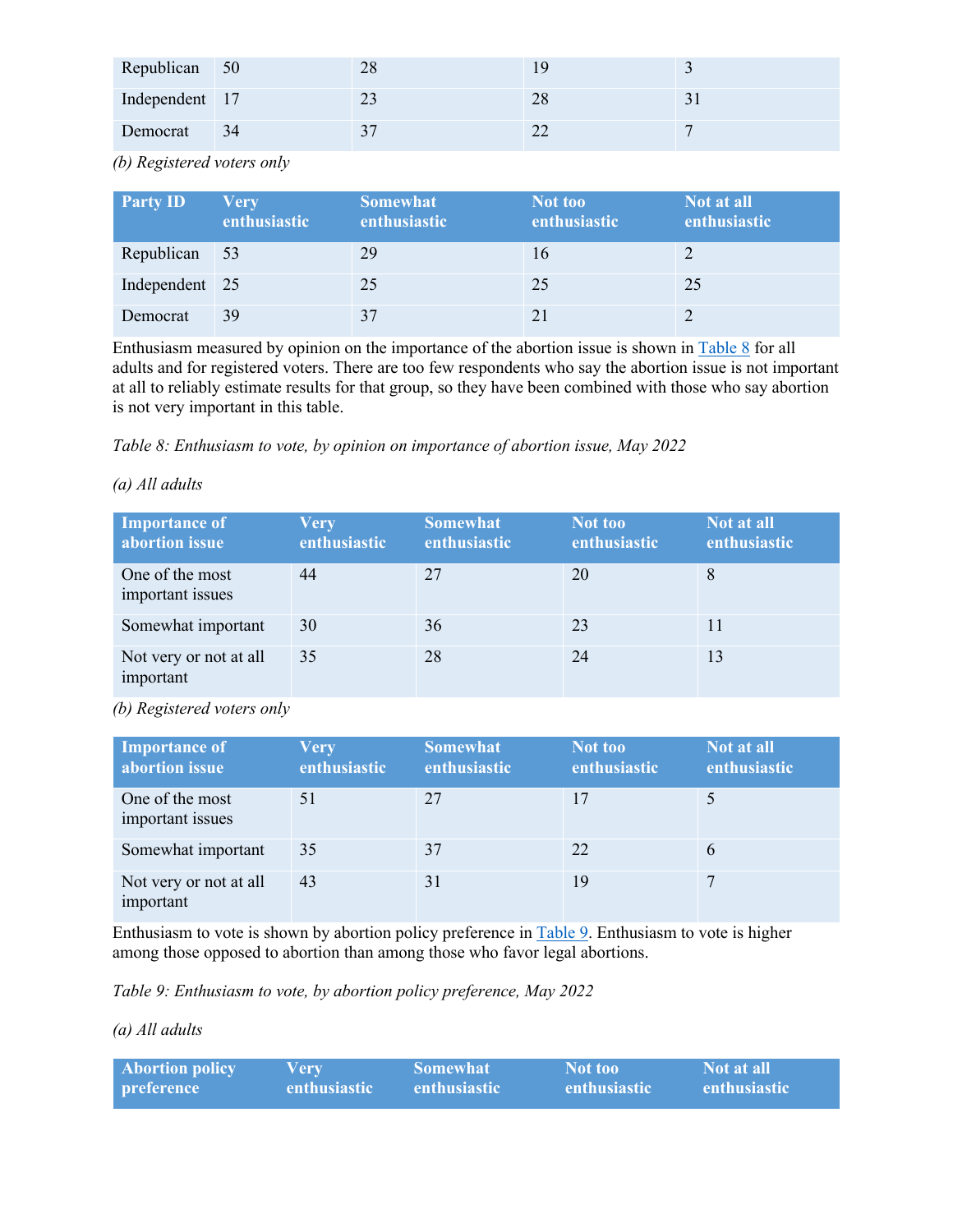| Republican | 50 | 28 | 19 | 3 |
|---|---|---|---|---|
| Independent | 17 | 23 | 28 | 31 |
| Democrat | 34 | 37 | 22 | 7 |

*(b) Registered voters only*

| Party ID | Very enthusiastic | Somewhat enthusiastic | Not too enthusiastic | Not at all enthusiastic |
|---|---|---|---|---|
| Republican | 53 | 29 | 16 | 2 |
| Independent | 25 | 25 | 25 | 25 |
| Democrat | 39 | 37 | 21 | 2 |

Enthusiasm measured by opinion on the importance of the abortion issue is shown in Table 8 for all adults and for registered voters. There are too few respondents who say the abortion issue is not important at all to reliably estimate results for that group, so they have been combined with those who say abortion is not very important in this table.

*Table 8: Enthusiasm to vote, by opinion on importance of abortion issue, May 2022*

*(a) All adults*

| Importance of abortion issue | Very enthusiastic | Somewhat enthusiastic | Not too enthusiastic | Not at all enthusiastic |
|---|---|---|---|---|
| One of the most important issues | 44 | 27 | 20 | 8 |
| Somewhat important | 30 | 36 | 23 | 11 |
| Not very or not at all important | 35 | 28 | 24 | 13 |

*(b) Registered voters only*

| Importance of abortion issue | Very enthusiastic | Somewhat enthusiastic | Not too enthusiastic | Not at all enthusiastic |
|---|---|---|---|---|
| One of the most important issues | 51 | 27 | 17 | 5 |
| Somewhat important | 35 | 37 | 22 | 6 |
| Not very or not at all important | 43 | 31 | 19 | 7 |

Enthusiasm to vote is shown by abortion policy preference in Table 9. Enthusiasm to vote is higher among those opposed to abortion than among those who favor legal abortions.

*Table 9: Enthusiasm to vote, by abortion policy preference, May 2022*

*(a) All adults*

| Abortion policy preference | Very enthusiastic | Somewhat enthusiastic | Not too enthusiastic | Not at all enthusiastic |
|---|---|---|---|---|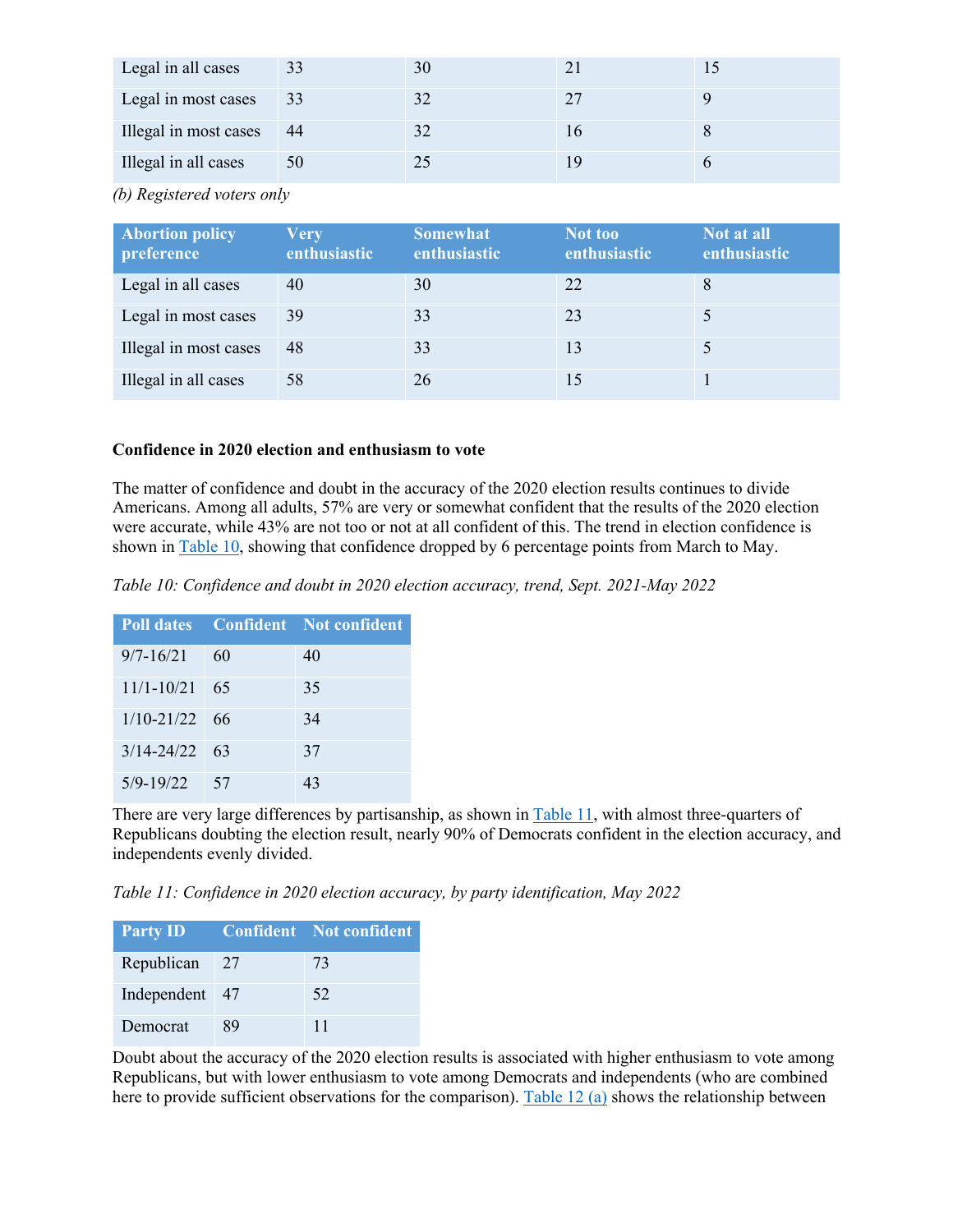| Legal in all cases | 33 | 30 | 21 | 15 |
|---|---|---|---|---|
| Legal in most cases | 33 | 32 | 27 | 9 |
| Illegal in most cases | 44 | 32 | 16 | 8 |
| Illegal in all cases | 50 | 25 | 19 | 6 |

*(b) Registered voters only*

| Abortion policy preference | Very enthusiastic | Somewhat enthusiastic | Not too enthusiastic | Not at all enthusiastic |
|---|---|---|---|---|
| Legal in all cases | 40 | 30 | 22 | 8 |
| Legal in most cases | 39 | 33 | 23 | 5 |
| Illegal in most cases | 48 | 33 | 13 | 5 |
| Illegal in all cases | 58 | 26 | 15 | 1 |

**Confidence in 2020 election and enthusiasm to vote**

The matter of confidence and doubt in the accuracy of the 2020 election results continues to divide Americans. Among all adults, 57% are very or somewhat confident that the results of the 2020 election were accurate, while 43% are not too or not at all confident of this. The trend in election confidence is shown in Table 10, showing that confidence dropped by 6 percentage points from March to May.

*Table 10: Confidence and doubt in 2020 election accuracy, trend, Sept. 2021-May 2022*

| Poll dates | Confident | Not confident |
|---|---|---|
| 9/7-16/21 | 60 | 40 |
| 11/1-10/21 | 65 | 35 |
| 1/10-21/22 | 66 | 34 |
| 3/14-24/22 | 63 | 37 |
| 5/9-19/22 | 57 | 43 |

There are very large differences by partisanship, as shown in Table 11, with almost three-quarters of Republicans doubting the election result, nearly 90% of Democrats confident in the election accuracy, and independents evenly divided.

*Table 11: Confidence in 2020 election accuracy, by party identification, May 2022*

| Party ID | Confident | Not confident |
|---|---|---|
| Republican | 27 | 73 |
| Independent | 47 | 52 |
| Democrat | 89 | 11 |

Doubt about the accuracy of the 2020 election results is associated with higher enthusiasm to vote among Republicans, but with lower enthusiasm to vote among Democrats and independents (who are combined here to provide sufficient observations for the comparison). Table 12 (a) shows the relationship between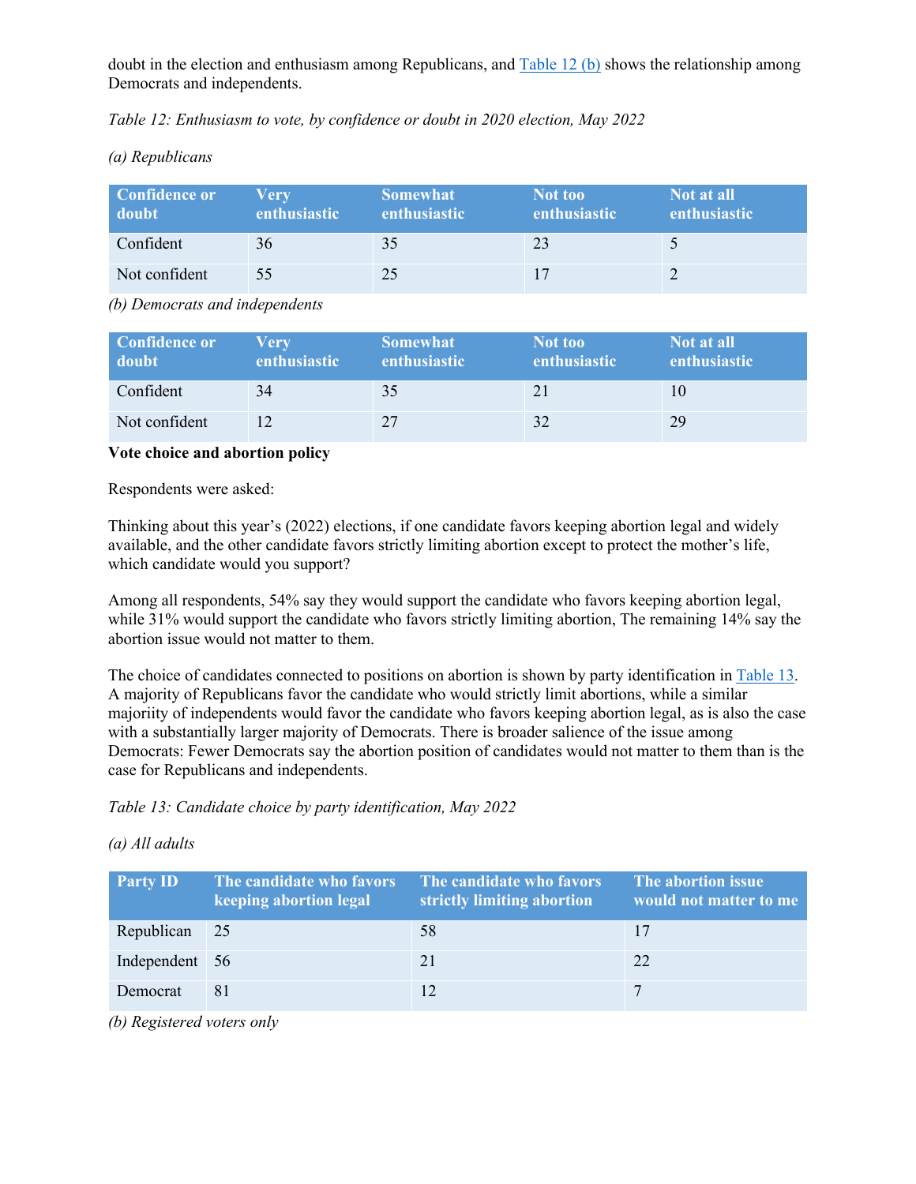doubt in the election and enthusiasm among Republicans, and Table 12 (b) shows the relationship among Democrats and independents.

*Table 12: Enthusiasm to vote, by confidence or doubt in 2020 election, May 2022*

*(a) Republicans*

| Confidence or doubt | Very enthusiastic | Somewhat enthusiastic | Not too enthusiastic | Not at all enthusiastic |
|---|---|---|---|---|
| Confident | 36 | 35 | 23 | 5 |
| Not confident | 55 | 25 | 17 | 2 |

*(b) Democrats and independents*

| Confidence or doubt | Very enthusiastic | Somewhat enthusiastic | Not too enthusiastic | Not at all enthusiastic |
|---|---|---|---|---|
| Confident | 34 | 35 | 21 | 10 |
| Not confident | 12 | 27 | 32 | 29 |

**Vote choice and abortion policy**

Respondents were asked:

Thinking about this year's (2022) elections, if one candidate favors keeping abortion legal and widely available, and the other candidate favors strictly limiting abortion except to protect the mother's life, which candidate would you support?

Among all respondents, 54% say they would support the candidate who favors keeping abortion legal, while 31% would support the candidate who favors strictly limiting abortion, The remaining 14% say the abortion issue would not matter to them.

The choice of candidates connected to positions on abortion is shown by party identification in Table 13. A majority of Republicans favor the candidate who would strictly limit abortions, while a similar majoriity of independents would favor the candidate who favors keeping abortion legal, as is also the case with a substantially larger majority of Democrats. There is broader salience of the issue among Democrats: Fewer Democrats say the abortion position of candidates would not matter to them than is the case for Republicans and independents.

*Table 13: Candidate choice by party identification, May 2022*

*(a) All adults*

| Party ID | The candidate who favors keeping abortion legal | The candidate who favors strictly limiting abortion | The abortion issue would not matter to me |
|---|---|---|---|
| Republican | 25 | 58 | 17 |
| Independent | 56 | 21 | 22 |
| Democrat | 81 | 12 | 7 |

*(b) Registered voters only*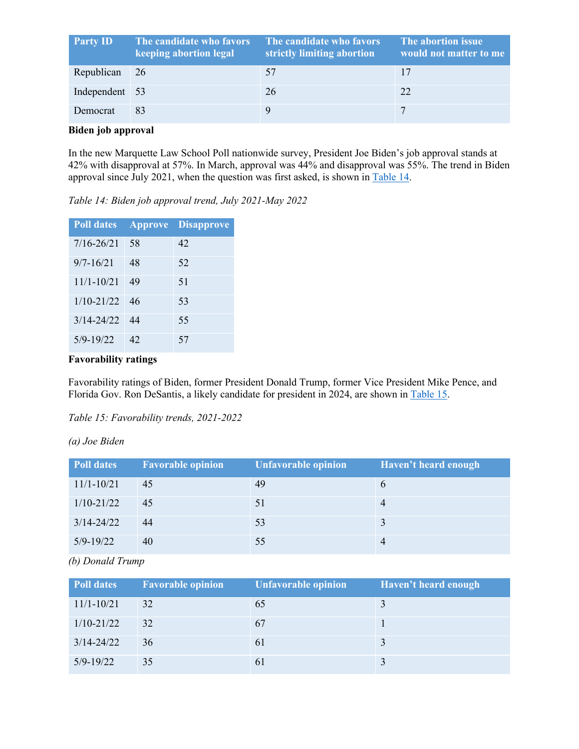| Party ID | The candidate who favors keeping abortion legal | The candidate who favors strictly limiting abortion | The abortion issue would not matter to me |
|---|---|---|---|
| Republican | 26 | 57 | 17 |
| Independent | 53 | 26 | 22 |
| Democrat | 83 | 9 | 7 |

**Biden job approval**

In the new Marquette Law School Poll nationwide survey, President Joe Biden's job approval stands at 42% with disapproval at 57%. In March, approval was 44% and disapproval was 55%. The trend in Biden approval since July 2021, when the question was first asked, is shown in Table 14.

*Table 14: Biden job approval trend, July 2021-May 2022*

| Poll dates | Approve | Disapprove |
|---|---|---|
| 7/16-26/21 | 58 | 42 |
| 9/7-16/21 | 48 | 52 |
| 11/1-10/21 | 49 | 51 |
| 1/10-21/22 | 46 | 53 |
| 3/14-24/22 | 44 | 55 |
| 5/9-19/22 | 42 | 57 |

**Favorability ratings**

Favorability ratings of Biden, former President Donald Trump, former Vice President Mike Pence, and Florida Gov. Ron DeSantis, a likely candidate for president in 2024, are shown in Table 15.

*Table 15: Favorability trends, 2021-2022*

*(a) Joe Biden*

| Poll dates | Favorable opinion | Unfavorable opinion | Haven't heard enough |
|---|---|---|---|
| 11/1-10/21 | 45 | 49 | 6 |
| 1/10-21/22 | 45 | 51 | 4 |
| 3/14-24/22 | 44 | 53 | 3 |
| 5/9-19/22 | 40 | 55 | 4 |

*(b) Donald Trump*

| Poll dates | Favorable opinion | Unfavorable opinion | Haven't heard enough |
|---|---|---|---|
| 11/1-10/21 | 32 | 65 | 3 |
| 1/10-21/22 | 32 | 67 | 1 |
| 3/14-24/22 | 36 | 61 | 3 |
| 5/9-19/22 | 35 | 61 | 3 |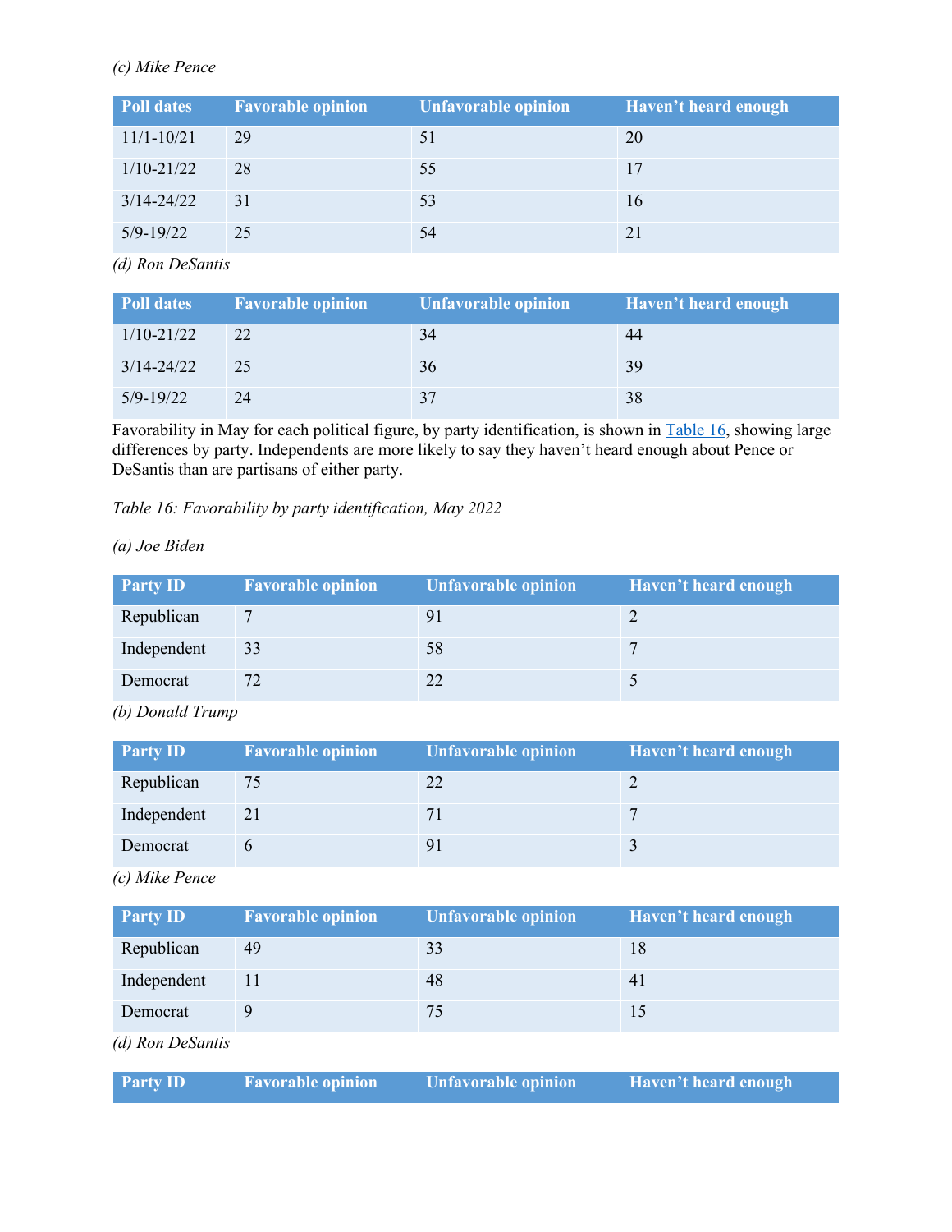*(c) Mike Pence*

| Poll dates | Favorable opinion | Unfavorable opinion | Haven't heard enough |
|---|---|---|---|
| 11/1-10/21 | 29 | 51 | 20 |
| 1/10-21/22 | 28 | 55 | 17 |
| 3/14-24/22 | 31 | 53 | 16 |
| 5/9-19/22 | 25 | 54 | 21 |

*(d) Ron DeSantis*

| Poll dates | Favorable opinion | Unfavorable opinion | Haven't heard enough |
|---|---|---|---|
| 1/10-21/22 | 22 | 34 | 44 |
| 3/14-24/22 | 25 | 36 | 39 |
| 5/9-19/22 | 24 | 37 | 38 |

Favorability in May for each political figure, by party identification, is shown in Table 16, showing large differences by party. Independents are more likely to say they haven't heard enough about Pence or DeSantis than are partisans of either party.

*Table 16: Favorability by party identification, May 2022*

*(a) Joe Biden*

| Party ID | Favorable opinion | Unfavorable opinion | Haven't heard enough |
|---|---|---|---|
| Republican | 7 | 91 | 2 |
| Independent | 33 | 58 | 7 |
| Democrat | 72 | 22 | 5 |

*(b) Donald Trump*

| Party ID | Favorable opinion | Unfavorable opinion | Haven't heard enough |
|---|---|---|---|
| Republican | 75 | 22 | 2 |
| Independent | 21 | 71 | 7 |
| Democrat | 6 | 91 | 3 |

*(c) Mike Pence*

| Party ID | Favorable opinion | Unfavorable opinion | Haven't heard enough |
|---|---|---|---|
| Republican | 49 | 33 | 18 |
| Independent | 11 | 48 | 41 |
| Democrat | 9 | 75 | 15 |

*(d) Ron DeSantis*

| Party ID | Favorable opinion | Unfavorable opinion | Haven't heard enough |
|---|---|---|---|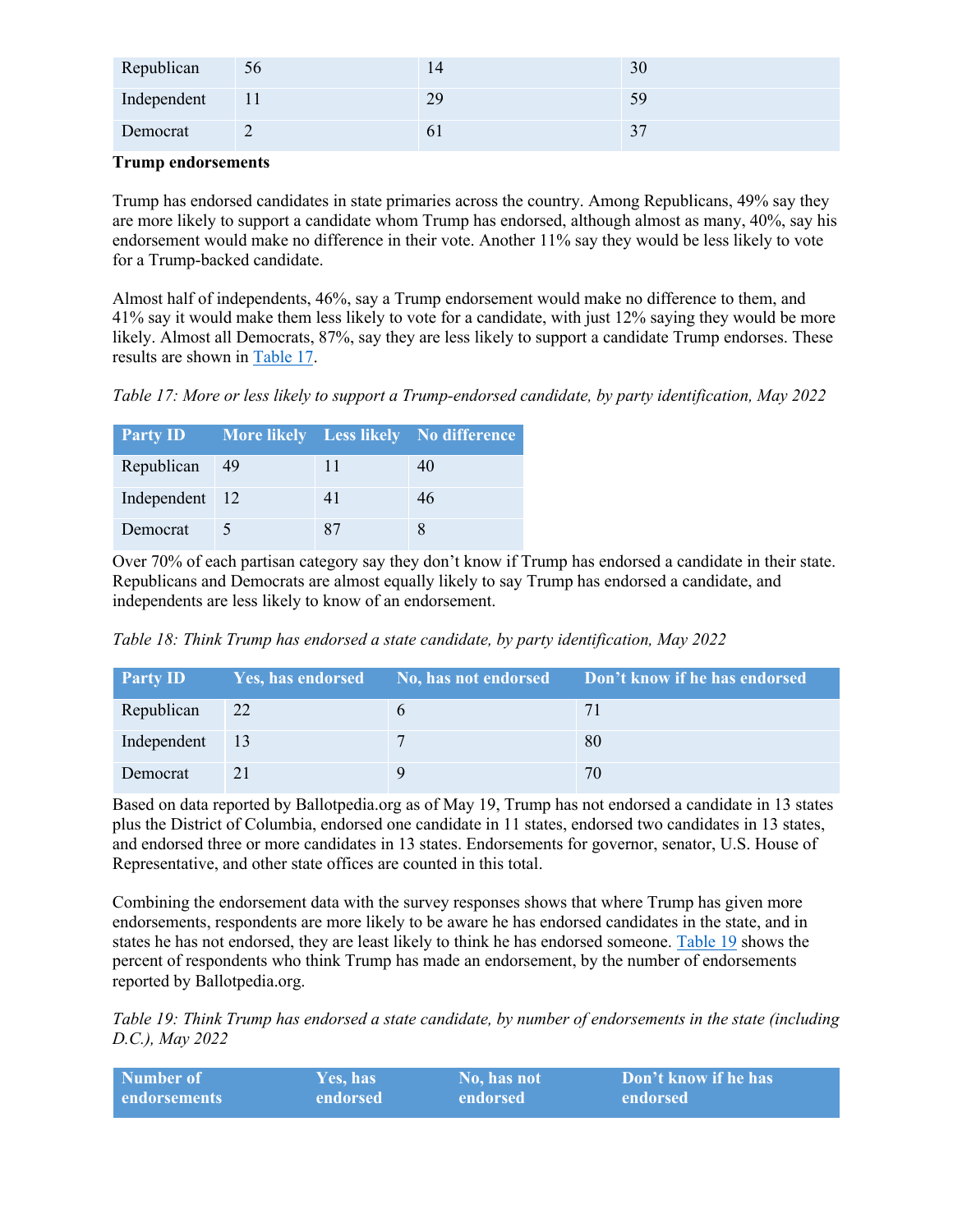| Republican | 56 | 14 | 30 |
|---|---|---|---|
| Independent | 11 | 29 | 59 |
| Democrat | 2 | 61 | 37 |

**Trump endorsements**

Trump has endorsed candidates in state primaries across the country. Among Republicans, 49% say they are more likely to support a candidate whom Trump has endorsed, although almost as many, 40%, say his endorsement would make no difference in their vote. Another 11% say they would be less likely to vote for a Trump-backed candidate.

Almost half of independents, 46%, say a Trump endorsement would make no difference to them, and 41% say it would make them less likely to vote for a candidate, with just 12% saying they would be more likely. Almost all Democrats, 87%, say they are less likely to support a candidate Trump endorses. These results are shown in Table 17.

*Table 17: More or less likely to support a Trump-endorsed candidate, by party identification, May 2022*

| Party ID | More likely | Less likely | No difference |
|---|---|---|---|
| Republican | 49 | 11 | 40 |
| Independent | 12 | 41 | 46 |
| Democrat | 5 | 87 | 8 |

Over 70% of each partisan category say they don't know if Trump has endorsed a candidate in their state. Republicans and Democrats are almost equally likely to say Trump has endorsed a candidate, and independents are less likely to know of an endorsement.

*Table 18: Think Trump has endorsed a state candidate, by party identification, May 2022*

| Party ID | Yes, has endorsed | No, has not endorsed | Don't know if he has endorsed |
|---|---|---|---|
| Republican | 22 | 6 | 71 |
| Independent | 13 | 7 | 80 |
| Democrat | 21 | 9 | 70 |

Based on data reported by Ballotpedia.org as of May 19, Trump has not endorsed a candidate in 13 states plus the District of Columbia, endorsed one candidate in 11 states, endorsed two candidates in 13 states, and endorsed three or more candidates in 13 states. Endorsements for governor, senator, U.S. House of Representative, and other state offices are counted in this total.

Combining the endorsement data with the survey responses shows that where Trump has given more endorsements, respondents are more likely to be aware he has endorsed candidates in the state, and in states he has not endorsed, they are least likely to think he has endorsed someone. Table 19 shows the percent of respondents who think Trump has made an endorsement, by the number of endorsements reported by Ballotpedia.org.

*Table 19: Think Trump has endorsed a state candidate, by number of endorsements in the state (including D.C.), May 2022*

| Number of endorsements | Yes, has endorsed | No, has not endorsed | Don't know if he has endorsed |
|---|---|---|---|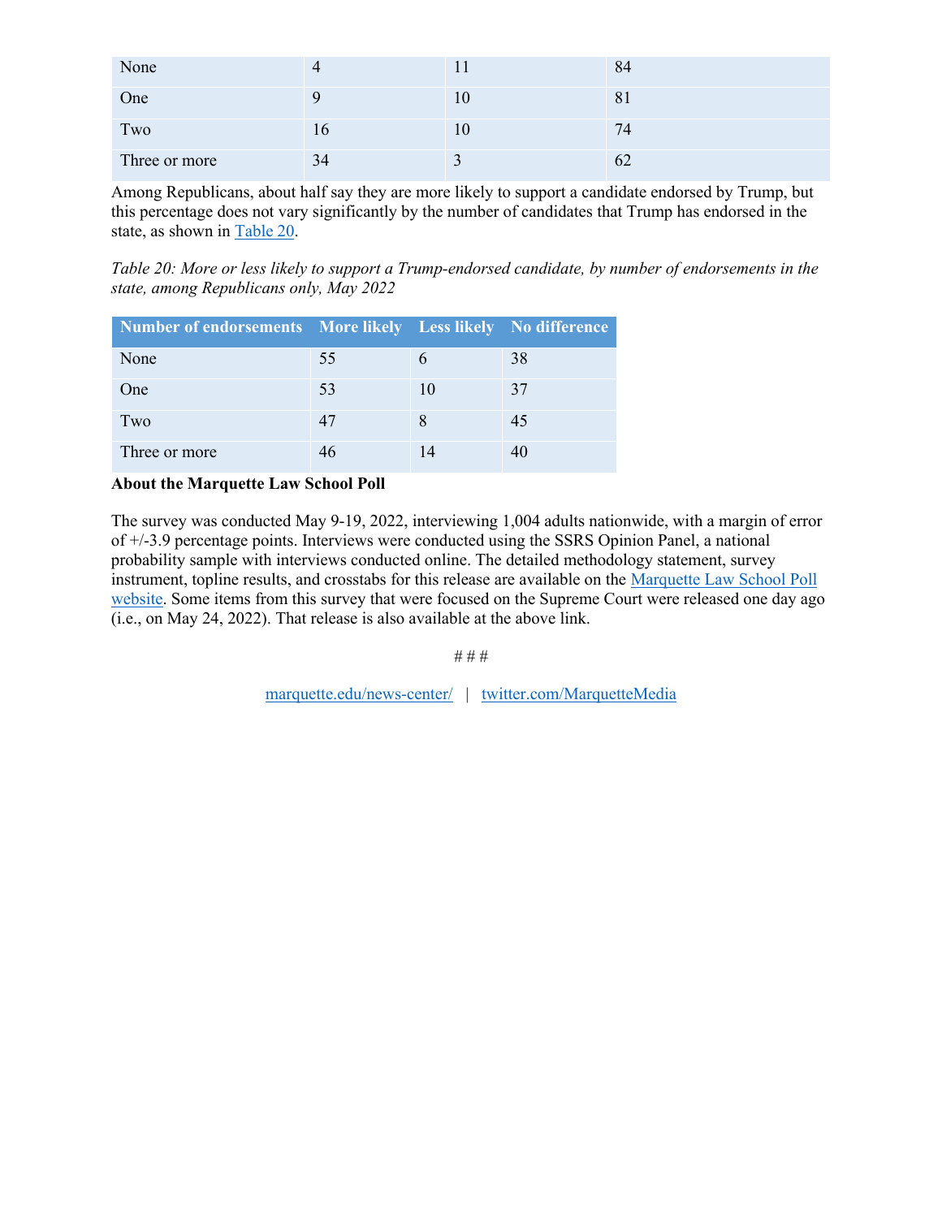| | | | |
|---|---|---|---|
| None | 4 | 11 | 84 |
| One | 9 | 10 | 81 |
| Two | 16 | 10 | 74 |
| Three or more | 34 | 3 | 62 |

Among Republicans, about half say they are more likely to support a candidate endorsed by Trump, but this percentage does not vary significantly by the number of candidates that Trump has endorsed in the state, as shown in Table 20.

*Table 20: More or less likely to support a Trump-endorsed candidate, by number of endorsements in the state, among Republicans only, May 2022*

| Number of endorsements | More likely | Less likely | No difference |
|---|---|---|---|
| None | 55 | 6 | 38 |
| One | 53 | 10 | 37 |
| Two | 47 | 8 | 45 |
| Three or more | 46 | 14 | 40 |

**About the Marquette Law School Poll**

The survey was conducted May 9-19, 2022, interviewing 1,004 adults nationwide, with a margin of error of +/-3.9 percentage points. Interviews were conducted using the SSRS Opinion Panel, a national probability sample with interviews conducted online. The detailed methodology statement, survey instrument, topline results, and crosstabs for this release are available on the Marquette Law School Poll website. Some items from this survey that were focused on the Supreme Court were released one day ago (i.e., on May 24, 2022). That release is also available at the above link.

# # #

marquette.edu/news-center/ | twitter.com/MarquetteMedia